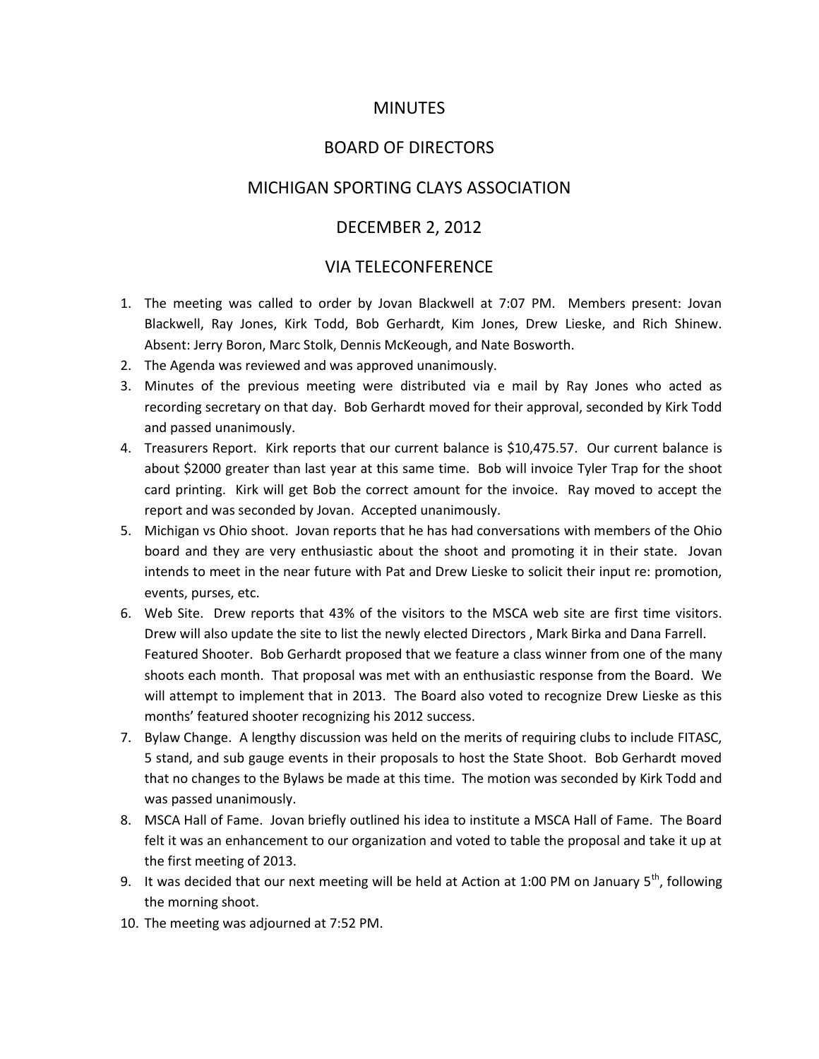# MINUTES

## BOARD OF DIRECTORS

## MICHIGAN SPORTING CLAYS ASSOCIATION

## DECEMBER 2, 2012

## VIA TELECONFERENCE

1. The meeting was called to order by Jovan Blackwell at 7:07 PM. Members present: Jovan Blackwell, Ray Jones, Kirk Todd, Bob Gerhardt, Kim Jones, Drew Lieske, and Rich Shinew. Absent: Jerry Boron, Marc Stolk, Dennis McKeough, and Nate Bosworth.
2. The Agenda was reviewed and was approved unanimously.
3. Minutes of the previous meeting were distributed via e mail by Ray Jones who acted as recording secretary on that day. Bob Gerhardt moved for their approval, seconded by Kirk Todd and passed unanimously.
4. Treasurers Report. Kirk reports that our current balance is $10,475.57. Our current balance is about $2000 greater than last year at this same time. Bob will invoice Tyler Trap for the shoot card printing. Kirk will get Bob the correct amount for the invoice. Ray moved to accept the report and was seconded by Jovan. Accepted unanimously.
5. Michigan vs Ohio shoot. Jovan reports that he has had conversations with members of the Ohio board and they are very enthusiastic about the shoot and promoting it in their state. Jovan intends to meet in the near future with Pat and Drew Lieske to solicit their input re: promotion, events, purses, etc.
6. Web Site. Drew reports that 43% of the visitors to the MSCA web site are first time visitors. Drew will also update the site to list the newly elected Directors , Mark Birka and Dana Farrell.
   Featured Shooter. Bob Gerhardt proposed that we feature a class winner from one of the many shoots each month. That proposal was met with an enthusiastic response from the Board. We will attempt to implement that in 2013. The Board also voted to recognize Drew Lieske as this months' featured shooter recognizing his 2012 success.
7. Bylaw Change. A lengthy discussion was held on the merits of requiring clubs to include FITASC, 5 stand, and sub gauge events in their proposals to host the State Shoot. Bob Gerhardt moved that no changes to the Bylaws be made at this time. The motion was seconded by Kirk Todd and was passed unanimously.
8. MSCA Hall of Fame. Jovan briefly outlined his idea to institute a MSCA Hall of Fame. The Board felt it was an enhancement to our organization and voted to table the proposal and take it up at the first meeting of 2013.
9. It was decided that our next meeting will be held at Action at 1:00 PM on January 5th, following the morning shoot.
10. The meeting was adjourned at 7:52 PM.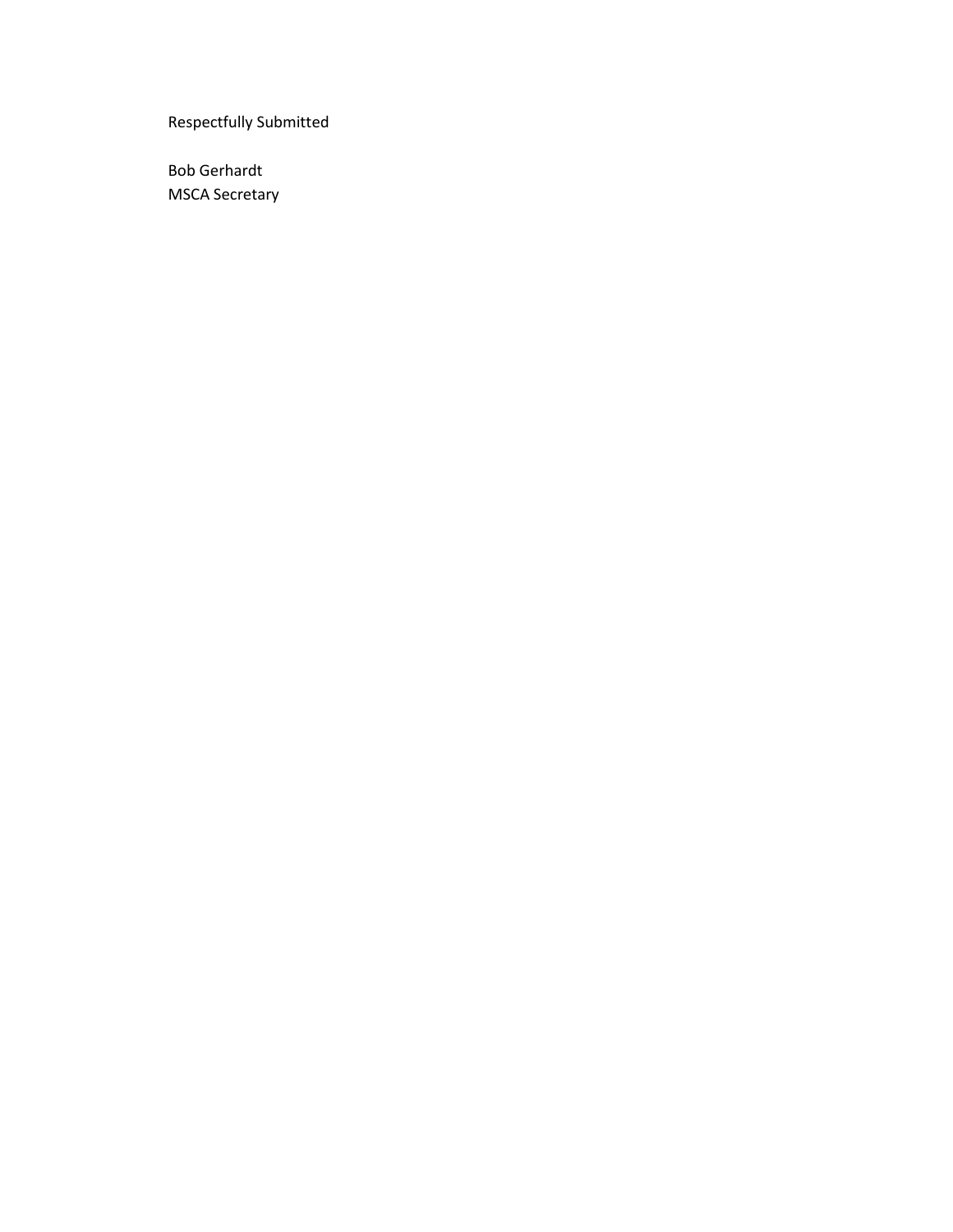Respectfully Submitted

Bob Gerhardt  
MSCA Secretary